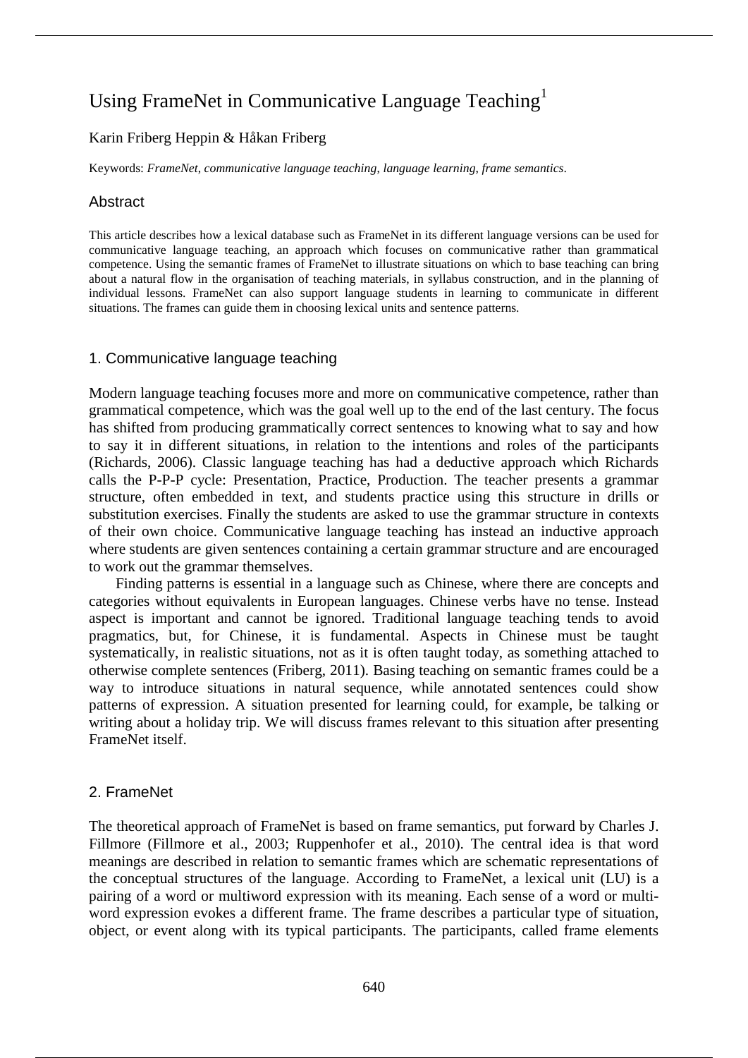# Using FrameNet in Communicative Language Teaching[1]

Karin Friberg Heppin & Håkan Friberg

Keywords: *FrameNet*, *communicative language teaching*, *language learning*, *frame semantics*.

## Abstract

This article describes how a lexical database such as FrameNet in its different language versions can be used for communicative language teaching, an approach which focuses on communicative rather than grammatical competence. Using the semantic frames of FrameNet to illustrate situations on which to base teaching can bring about a natural flow in the organisation of teaching materials, in syllabus construction, and in the planning of individual lessons. FrameNet can also support language students in learning to communicate in different situations. The frames can guide them in choosing lexical units and sentence patterns.

## 1. Communicative language teaching

Modern language teaching focuses more and more on communicative competence, rather than grammatical competence, which was the goal well up to the end of the last century. The focus has shifted from producing grammatically correct sentences to knowing what to say and how to say it in different situations, in relation to the intentions and roles of the participants (Richards, 2006). Classic language teaching has had a deductive approach which Richards calls the P-P-P cycle: Presentation, Practice, Production. The teacher presents a grammar structure, often embedded in text, and students practice using this structure in drills or substitution exercises. Finally the students are asked to use the grammar structure in contexts of their own choice. Communicative language teaching has instead an inductive approach where students are given sentences containing a certain grammar structure and are encouraged to work out the grammar themselves.

Finding patterns is essential in a language such as Chinese, where there are concepts and categories without equivalents in European languages. Chinese verbs have no tense. Instead aspect is important and cannot be ignored. Traditional language teaching tends to avoid pragmatics, but, for Chinese, it is fundamental. Aspects in Chinese must be taught systematically, in realistic situations, not as it is often taught today, as something attached to otherwise complete sentences (Friberg, 2011). Basing teaching on semantic frames could be a way to introduce situations in natural sequence, while annotated sentences could show patterns of expression. A situation presented for learning could, for example, be talking or writing about a holiday trip. We will discuss frames relevant to this situation after presenting FrameNet itself.

## 2. FrameNet

The theoretical approach of FrameNet is based on frame semantics, put forward by Charles J. Fillmore (Fillmore et al., 2003; Ruppenhofer et al., 2010). The central idea is that word meanings are described in relation to semantic frames which are schematic representations of the conceptual structures of the language. According to FrameNet, a lexical unit (LU) is a pairing of a word or multiword expression with its meaning. Each sense of a word or multi-word expression evokes a different frame. The frame describes a particular type of situation, object, or event along with its typical participants. The participants, called frame elements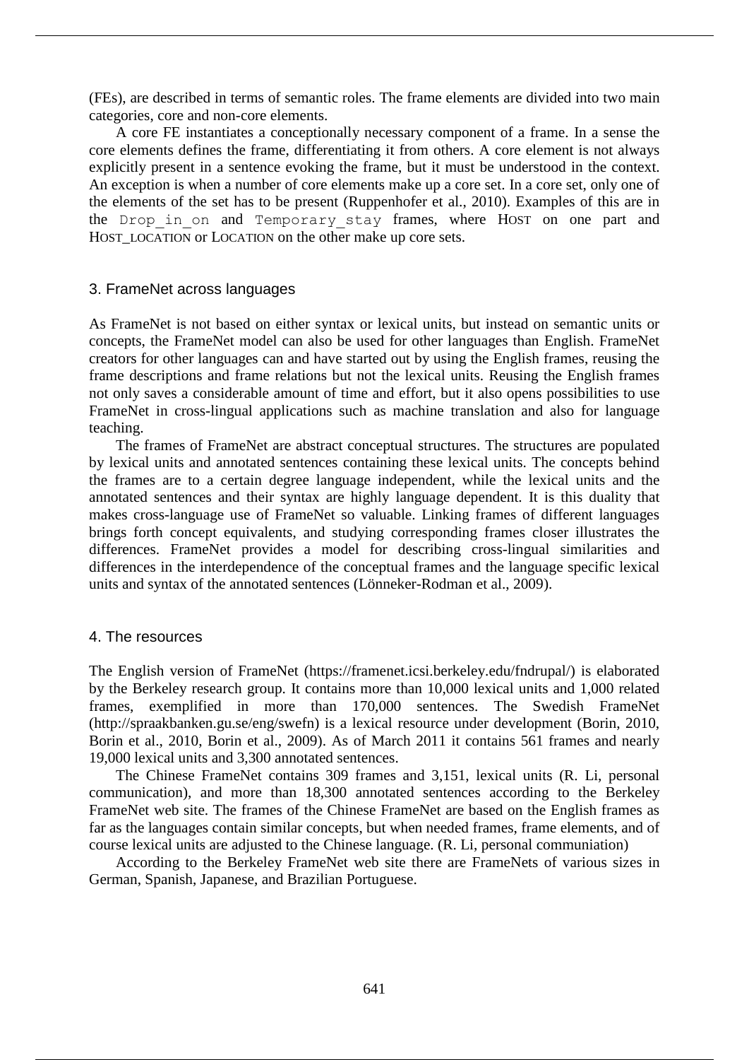(FEs), are described in terms of semantic roles. The frame elements are divided into two main categories, core and non-core elements.

A core FE instantiates a conceptionally necessary component of a frame. In a sense the core elements defines the frame, differentiating it from others. A core element is not always explicitly present in a sentence evoking the frame, but it must be understood in the context. An exception is when a number of core elements make up a core set. In a core set, only one of the elements of the set has to be present (Ruppenhofer et al., 2010). Examples of this are in the `Drop_in_on` and `Temporary_stay` frames, where HOST on one part and HOST_LOCATION or LOCATION on the other make up core sets.

## 3. FrameNet across languages

As FrameNet is not based on either syntax or lexical units, but instead on semantic units or concepts, the FrameNet model can also be used for other languages than English. FrameNet creators for other languages can and have started out by using the English frames, reusing the frame descriptions and frame relations but not the lexical units. Reusing the English frames not only saves a considerable amount of time and effort, but it also opens possibilities to use FrameNet in cross-lingual applications such as machine translation and also for language teaching.

The frames of FrameNet are abstract conceptual structures. The structures are populated by lexical units and annotated sentences containing these lexical units. The concepts behind the frames are to a certain degree language independent, while the lexical units and the annotated sentences and their syntax are highly language dependent. It is this duality that makes cross-language use of FrameNet so valuable. Linking frames of different languages brings forth concept equivalents, and studying corresponding frames closer illustrates the differences. FrameNet provides a model for describing cross-lingual similarities and differences in the interdependence of the conceptual frames and the language specific lexical units and syntax of the annotated sentences (Lönneker-Rodman et al., 2009).

## 4. The resources

The English version of FrameNet (https://framenet.icsi.berkeley.edu/fndrupal/) is elaborated by the Berkeley research group. It contains more than 10,000 lexical units and 1,000 related frames, exemplified in more than 170,000 sentences. The Swedish FrameNet (http://spraakbanken.gu.se/eng/swefn) is a lexical resource under development (Borin, 2010, Borin et al., 2010, Borin et al., 2009). As of March 2011 it contains 561 frames and nearly 19,000 lexical units and 3,300 annotated sentences.

The Chinese FrameNet contains 309 frames and 3,151, lexical units (R. Li, personal communication), and more than 18,300 annotated sentences according to the Berkeley FrameNet web site. The frames of the Chinese FrameNet are based on the English frames as far as the languages contain similar concepts, but when needed frames, frame elements, and of course lexical units are adjusted to the Chinese language. (R. Li, personal communiation)

According to the Berkeley FrameNet web site there are FrameNets of various sizes in German, Spanish, Japanese, and Brazilian Portuguese.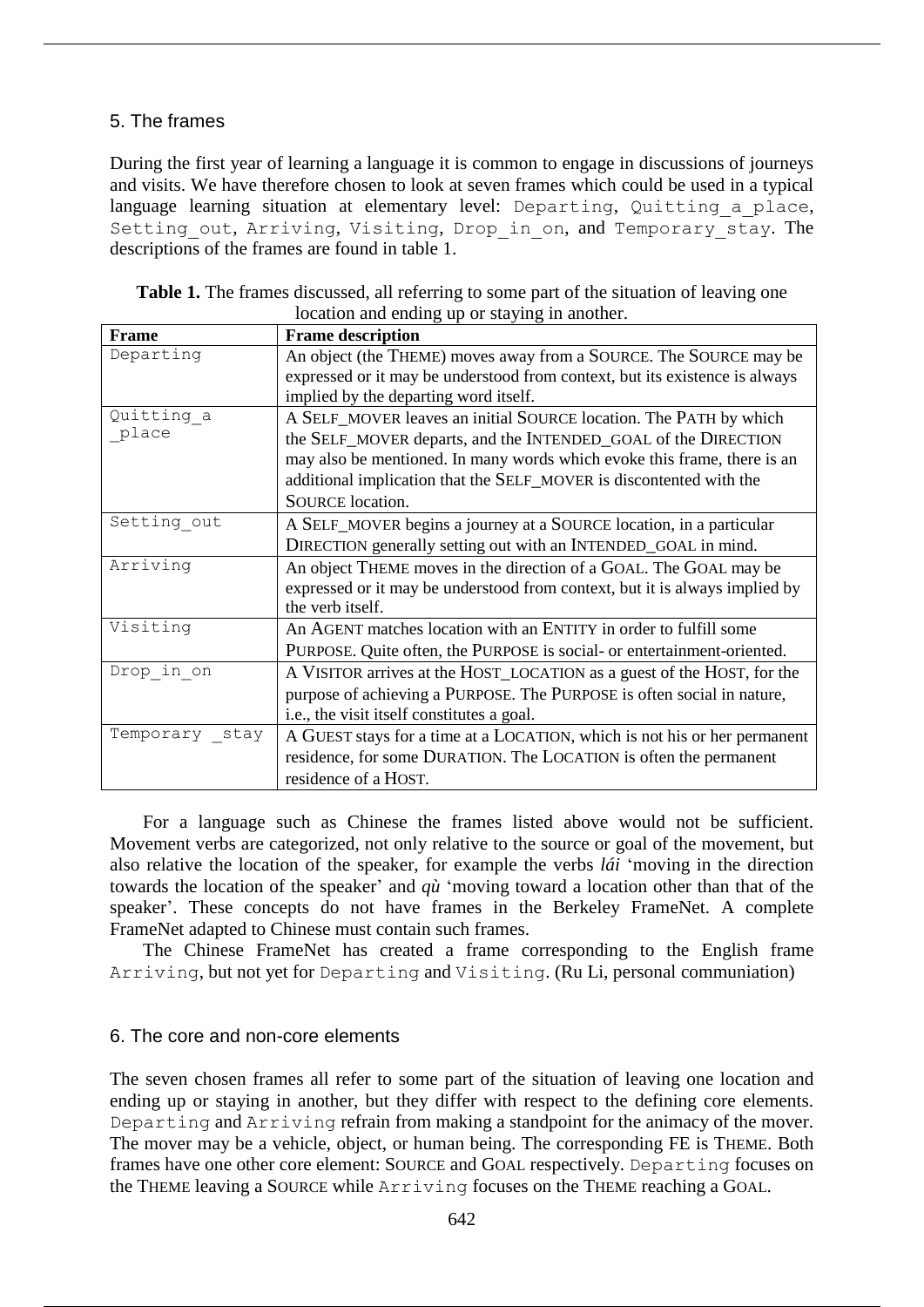## 5. The frames

During the first year of learning a language it is common to engage in discussions of journeys and visits. We have therefore chosen to look at seven frames which could be used in a typical language learning situation at elementary level: `Departing`, `Quitting_a_place`, `Setting_out`, `Arriving`, `Visiting`, `Drop_in_on`, and `Temporary_stay`. The descriptions of the frames are found in table 1.

**Table 1.** The frames discussed, all referring to some part of the situation of leaving one location and ending up or staying in another.

| **Frame** | **Frame description** |
|---|---|
| `Departing` | An object (the THEME) moves away from a SOURCE. The SOURCE may be expressed or it may be understood from context, but its existence is always implied by the departing word itself. |
| `Quitting_a_place` | A SELF_MOVER leaves an initial SOURCE location. The PATH by which the SELF_MOVER departs, and the INTENDED_GOAL of the DIRECTION may also be mentioned. In many words which evoke this frame, there is an additional implication that the SELF_MOVER is discontented with the SOURCE location. |
| `Setting_out` | A SELF_MOVER begins a journey at a SOURCE location, in a particular DIRECTION generally setting out with an INTENDED_GOAL in mind. |
| `Arriving` | An object THEME moves in the direction of a GOAL. The GOAL may be expressed or it may be understood from context, but it is always implied by the verb itself. |
| `Visiting` | An AGENT matches location with an ENTITY in order to fulfill some PURPOSE. Quite often, the PURPOSE is social- or entertainment-oriented. |
| `Drop_in_on` | A VISITOR arrives at the HOST_LOCATION as a guest of the HOST, for the purpose of achieving a PURPOSE. The PURPOSE is often social in nature, i.e., the visit itself constitutes a goal. |
| `Temporary _stay` | A GUEST stays for a time at a LOCATION, which is not his or her permanent residence, for some DURATION. The LOCATION is often the permanent residence of a HOST. |

For a language such as Chinese the frames listed above would not be sufficient. Movement verbs are categorized, not only relative to the source or goal of the movement, but also relative the location of the speaker, for example the verbs *lái* 'moving in the direction towards the location of the speaker' and *qù* 'moving toward a location other than that of the speaker'. These concepts do not have frames in the Berkeley FrameNet. A complete FrameNet adapted to Chinese must contain such frames.

The Chinese FrameNet has created a frame corresponding to the English frame `Arriving`, but not yet for `Departing` and `Visiting`. (Ru Li, personal communiation)

## 6. The core and non-core elements

The seven chosen frames all refer to some part of the situation of leaving one location and ending up or staying in another, but they differ with respect to the defining core elements. `Departing` and `Arriving` refrain from making a standpoint for the animacy of the mover. The mover may be a vehicle, object, or human being. The corresponding FE is THEME. Both frames have one other core element: SOURCE and GOAL respectively. `Departing` focuses on the THEME leaving a SOURCE while `Arriving` focuses on the THEME reaching a GOAL.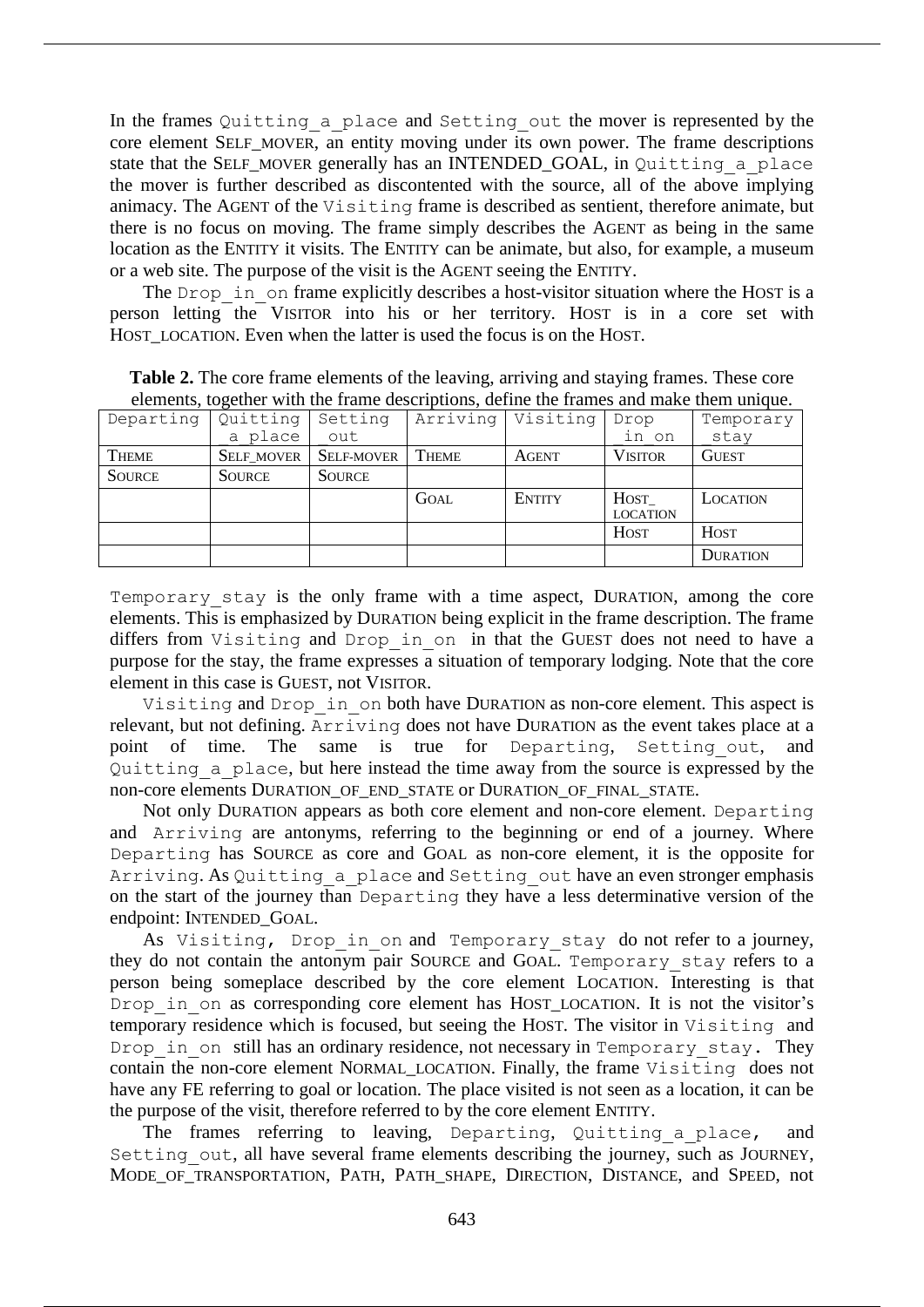In the frames `Quitting_a_place` and `Setting_out` the mover is represented by the core element SELF_MOVER, an entity moving under its own power. The frame descriptions state that the SELF_MOVER generally has an INTENDED_GOAL, in `Quitting_a_place` the mover is further described as discontented with the source, all of the above implying animacy. The AGENT of the `Visiting` frame is described as sentient, therefore animate, but there is no focus on moving. The frame simply describes the AGENT as being in the same location as the ENTITY it visits. The ENTITY can be animate, but also, for example, a museum or a web site. The purpose of the visit is the AGENT seeing the ENTITY.

The `Drop_in_on` frame explicitly describes a host-visitor situation where the HOST is a person letting the VISITOR into his or her territory. HOST is in a core set with HOST_LOCATION. Even when the latter is used the focus is on the HOST.

**Table 2.** The core frame elements of the leaving, arriving and staying frames. These core elements, together with the frame descriptions, define the frames and make them unique.

| Departing | Quitting_a_place | Setting_out | Arriving | Visiting | Drop_in_on | Temporary_stay |
|---|---|---|---|---|---|---|
| THEME | SELF_MOVER | SELF-MOVER | THEME | AGENT | VISITOR | GUEST |
| SOURCE | SOURCE | SOURCE | | | | |
| | | | GOAL | ENTITY | HOST_LOCATION | LOCATION |
| | | | | | HOST | HOST |
| | | | | | | DURATION |

`Temporary_stay` is the only frame with a time aspect, DURATION, among the core elements. This is emphasized by DURATION being explicit in the frame description. The frame differs from `Visiting` and `Drop_in_on` in that the GUEST does not need to have a purpose for the stay, the frame expresses a situation of temporary lodging. Note that the core element in this case is GUEST, not VISITOR.

`Visiting` and `Drop_in_on` both have DURATION as non-core element. This aspect is relevant, but not defining. `Arriving` does not have DURATION as the event takes place at a point of time. The same is true for `Departing`, `Setting_out`, and `Quitting_a_place`, but here instead the time away from the source is expressed by the non-core elements DURATION_OF_END_STATE or DURATION_OF_FINAL_STATE.

Not only DURATION appears as both core element and non-core element. `Departing` and `Arriving` are antonyms, referring to the beginning or end of a journey. Where `Departing` has SOURCE as core and GOAL as non-core element, it is the opposite for `Arriving`. As `Quitting_a_place` and `Setting_out` have an even stronger emphasis on the start of the journey than `Departing` they have a less determinative version of the endpoint: INTENDED_GOAL.

As `Visiting`, `Drop_in_on` and `Temporary_stay` do not refer to a journey, they do not contain the antonym pair SOURCE and GOAL. `Temporary_stay` refers to a person being someplace described by the core element LOCATION. Interesting is that `Drop_in_on` as corresponding core element has HOST_LOCATION. It is not the visitor's temporary residence which is focused, but seeing the HOST. The visitor in `Visiting` and `Drop_in_on` still has an ordinary residence, not necessary in `Temporary_stay`. They contain the non-core element NORMAL_LOCATION. Finally, the frame `Visiting` does not have any FE referring to goal or location. The place visited is not seen as a location, it can be the purpose of the visit, therefore referred to by the core element ENTITY.

The frames referring to leaving, `Departing`, `Quitting_a_place`, and `Setting_out`, all have several frame elements describing the journey, such as JOURNEY, MODE_OF_TRANSPORTATION, PATH, PATH_SHAPE, DIRECTION, DISTANCE, and SPEED, not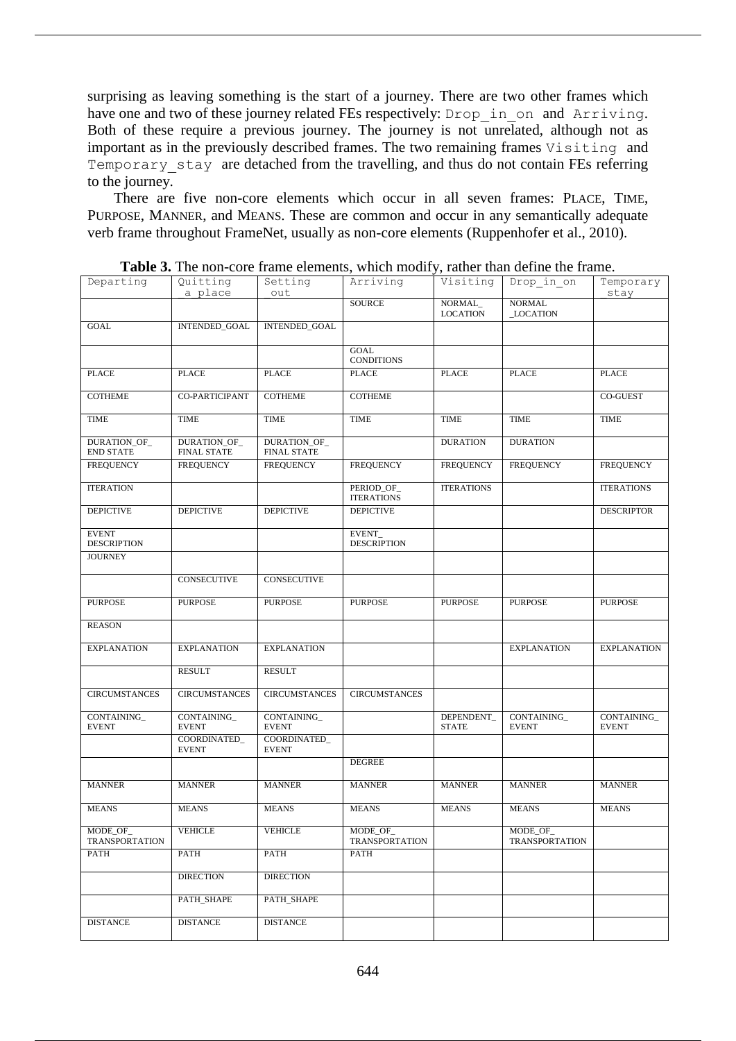surprising as leaving something is the start of a journey. There are two other frames which have one and two of these journey related FEs respectively: `Drop_in_on` and `Arriving`. Both of these require a previous journey. The journey is not unrelated, although not as important as in the previously described frames. The two remaining frames `Visiting` and `Temporary_stay` are detached from the travelling, and thus do not contain FEs referring to the journey.

There are five non-core elements which occur in all seven frames: PLACE, TIME, PURPOSE, MANNER, and MEANS. These are common and occur in any semantically adequate verb frame throughout FrameNet, usually as non-core elements (Ruppenhofer et al., 2010).

**Table 3.** The non-core frame elements, which modify, rather than define the frame.

| Departing | Quitting a_place | Setting out | Arriving | Visiting | Drop_in_on | Temporary stay |
|---|---|---|---|---|---|---|
| | | | SOURCE | NORMAL_ LOCATION | NORMAL _LOCATION | |
| GOAL | INTENDED_GOAL | INTENDED_GOAL | | | | |
| | | | GOAL CONDITIONS | | | |
| PLACE | PLACE | PLACE | PLACE | PLACE | PLACE | PLACE |
| COTHEME | CO-PARTICIPANT | COTHEME | COTHEME | | | CO-GUEST |
| TIME | TIME | TIME | TIME | TIME | TIME | TIME |
| DURATION_OF_ END STATE | DURATION_OF_ FINAL STATE | DURATION_OF_ FINAL STATE | | DURATION | DURATION | |
| FREQUENCY | FREQUENCY | FREQUENCY | FREQUENCY | FREQUENCY | FREQUENCY | FREQUENCY |
| ITERATION | | | PERIOD_OF_ ITERATIONS | ITERATIONS | | ITERATIONS |
| DEPICTIVE | DEPICTIVE | DEPICTIVE | DEPICTIVE | | | DESCRIPTOR |
| EVENT DESCRIPTION | | | EVENT_ DESCRIPTION | | | |
| JOURNEY | | | | | | |
| | CONSECUTIVE | CONSECUTIVE | | | | |
| PURPOSE | PURPOSE | PURPOSE | PURPOSE | PURPOSE | PURPOSE | PURPOSE |
| REASON | | | | | | |
| EXPLANATION | EXPLANATION | EXPLANATION | | | EXPLANATION | EXPLANATION |
| | RESULT | RESULT | | | | |
| CIRCUMSTANCES | CIRCUMSTANCES | CIRCUMSTANCES | CIRCUMSTANCES | | | |
| CONTAINING_ EVENT | CONTAINING_ EVENT | CONTAINING_ EVENT | | DEPENDENT_ STATE | CONTAINING_ EVENT | CONTAINING_ EVENT |
| | COORDINATED_ EVENT | COORDINATED_ EVENT | | | | |
| | | | DEGREE | | | |
| MANNER | MANNER | MANNER | MANNER | MANNER | MANNER | MANNER |
| MEANS | MEANS | MEANS | MEANS | MEANS | MEANS | MEANS |
| MODE_OF_ TRANSPORTATION | VEHICLE | VEHICLE | MODE_OF_ TRANSPORTATION | | MODE_OF_ TRANSPORTATION | |
| PATH | PATH | PATH | PATH | | | |
| | DIRECTION | DIRECTION | | | | |
| | PATH_SHAPE | PATH_SHAPE | | | | |
| DISTANCE | DISTANCE | DISTANCE | | | | |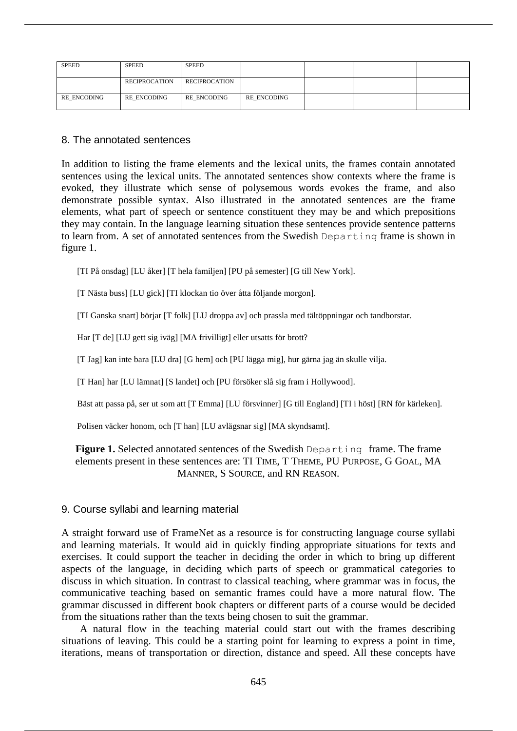| | | | | | | |
|---|---|---|---|---|---|---|
| SPEED | SPEED | SPEED | | | | |
| | RECIPROCATION | RECIPROCATION | | | | |
| RE_ENCODING | RE_ENCODING | RE_ENCODING | RE_ENCODING | | | |

## 8. The annotated sentences

In addition to listing the frame elements and the lexical units, the frames contain annotated sentences using the lexical units. The annotated sentences show contexts where the frame is evoked, they illustrate which sense of polysemous words evokes the frame, and also demonstrate possible syntax. Also illustrated in the annotated sentences are the frame elements, what part of speech or sentence constituent they may be and which prepositions they may contain. In the language learning situation these sentences provide sentence patterns to learn from. A set of annotated sentences from the Swedish `Departing` frame is shown in figure 1.

[TI På onsdag] [LU åker] [T hela familjen] [PU på semester] [G till New York].

[T Nästa buss] [LU gick] [TI klockan tio över åtta följande morgon].

[TI Ganska snart] börjar [T folk] [LU droppa av] och prassla med tältöppningar och tandborstar.

Har [T de] [LU gett sig iväg] [MA frivilligt] eller utsatts för brott?

[T Jag] kan inte bara [LU dra] [G hem] och [PU lägga mig], hur gärna jag än skulle vilja.

[T Han] har [LU lämnat] [S landet] och [PU försöker slå sig fram i Hollywood].

Bäst att passa på, ser ut som att [T Emma] [LU försvinner] [G till England] [TI i höst] [RN för kärleken].

Polisen väcker honom, och [T han] [LU avlägsnar sig] [MA skyndsamt].

**Figure 1.** Selected annotated sentences of the Swedish `Departing` frame. The frame elements present in these sentences are: TI TIME, T THEME, PU PURPOSE, G GOAL, MA MANNER, S SOURCE, and RN REASON.

## 9. Course syllabi and learning material

A straight forward use of FrameNet as a resource is for constructing language course syllabi and learning materials. It would aid in quickly finding appropriate situations for texts and exercises. It could support the teacher in deciding the order in which to bring up different aspects of the language, in deciding which parts of speech or grammatical categories to discuss in which situation. In contrast to classical teaching, where grammar was in focus, the communicative teaching based on semantic frames could have a more natural flow. The grammar discussed in different book chapters or different parts of a course would be decided from the situations rather than the texts being chosen to suit the grammar.

A natural flow in the teaching material could start out with the frames describing situations of leaving. This could be a starting point for learning to express a point in time, iterations, means of transportation or direction, distance and speed. All these concepts have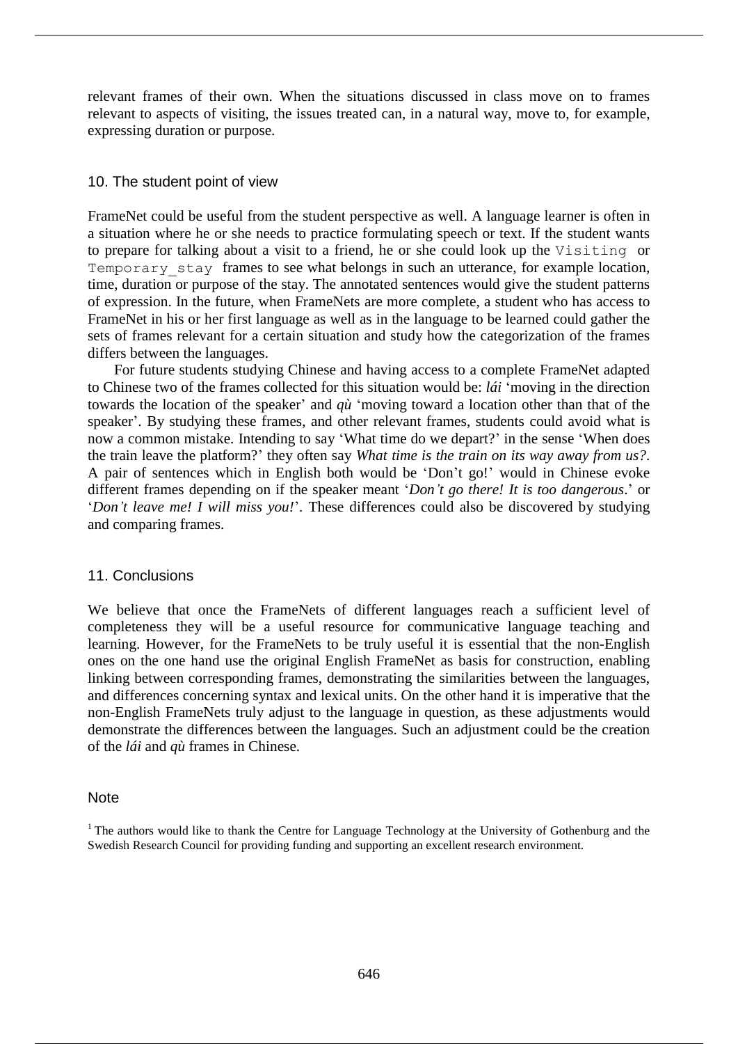relevant frames of their own. When the situations discussed in class move on to frames relevant to aspects of visiting, the issues treated can, in a natural way, move to, for example, expressing duration or purpose.

## 10. The student point of view

FrameNet could be useful from the student perspective as well. A language learner is often in a situation where he or she needs to practice formulating speech or text. If the student wants to prepare for talking about a visit to a friend, he or she could look up the `Visiting` or `Temporary_stay` frames to see what belongs in such an utterance, for example location, time, duration or purpose of the stay. The annotated sentences would give the student patterns of expression. In the future, when FrameNets are more complete, a student who has access to FrameNet in his or her first language as well as in the language to be learned could gather the sets of frames relevant for a certain situation and study how the categorization of the frames differs between the languages.

For future students studying Chinese and having access to a complete FrameNet adapted to Chinese two of the frames collected for this situation would be: *lái* 'moving in the direction towards the location of the speaker' and *qù* 'moving toward a location other than that of the speaker'. By studying these frames, and other relevant frames, students could avoid what is now a common mistake. Intending to say 'What time do we depart?' in the sense 'When does the train leave the platform?' they often say *What time is the train on its way away from us?*. A pair of sentences which in English both would be 'Don't go!' would in Chinese evoke different frames depending on if the speaker meant '*Don't go there! It is too dangerous*.' or '*Don't leave me! I will miss you!*'. These differences could also be discovered by studying and comparing frames.

## 11. Conclusions

We believe that once the FrameNets of different languages reach a sufficient level of completeness they will be a useful resource for communicative language teaching and learning. However, for the FrameNets to be truly useful it is essential that the non-English ones on the one hand use the original English FrameNet as basis for construction, enabling linking between corresponding frames, demonstrating the similarities between the languages, and differences concerning syntax and lexical units. On the other hand it is imperative that the non-English FrameNets truly adjust to the language in question, as these adjustments would demonstrate the differences between the languages. Such an adjustment could be the creation of the *lái* and *qù* frames in Chinese.

## Note

[1] The authors would like to thank the Centre for Language Technology at the University of Gothenburg and the Swedish Research Council for providing funding and supporting an excellent research environment.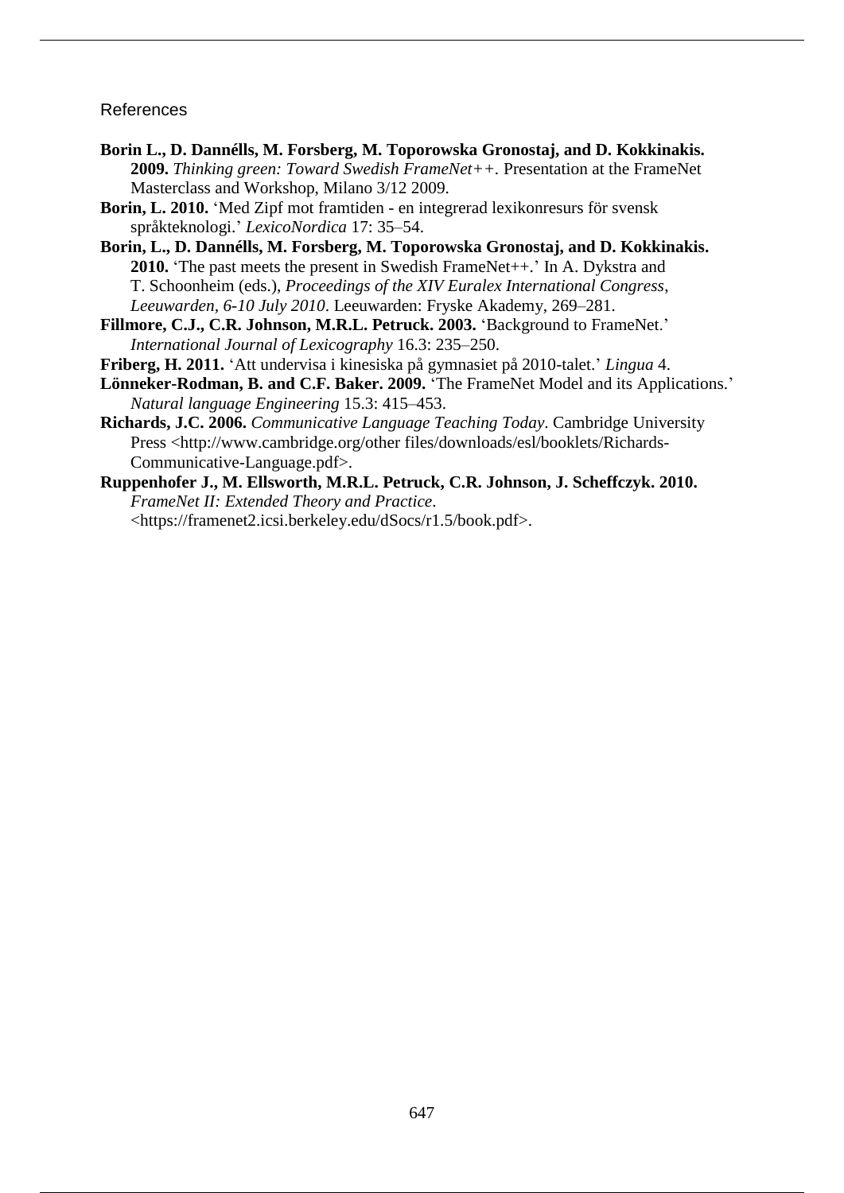# References

**Borin L., D. Dannélls, M. Forsberg, M. Toporowska Gronostaj, and D. Kokkinakis. 2009.** *Thinking green: Toward Swedish FrameNet++*. Presentation at the FrameNet Masterclass and Workshop, Milano 3/12 2009.

**Borin, L. 2010.** 'Med Zipf mot framtiden - en integrerad lexikonresurs för svensk språkteknologi.' *LexicoNordica* 17: 35–54.

**Borin, L., D. Dannélls, M. Forsberg, M. Toporowska Gronostaj, and D. Kokkinakis. 2010.** 'The past meets the present in Swedish FrameNet++.' In A. Dykstra and T. Schoonheim (eds.), *Proceedings of the XIV Euralex International Congress, Leeuwarden, 6-10 July 2010*. Leeuwarden: Fryske Akademy, 269–281.

**Fillmore, C.J., C.R. Johnson, M.R.L. Petruck. 2003.** 'Background to FrameNet.' *International Journal of Lexicography* 16.3: 235–250.

**Friberg, H. 2011.** 'Att undervisa i kinesiska på gymnasiet på 2010-talet.' *Lingua* 4.

**Lönneker-Rodman, B. and C.F. Baker. 2009.** 'The FrameNet Model and its Applications.' *Natural language Engineering* 15.3: 415–453.

**Richards, J.C. 2006.** *Communicative Language Teaching Today*. Cambridge University Press <http://www.cambridge.org/other files/downloads/esl/booklets/Richards-Communicative-Language.pdf>.

**Ruppenhofer J., M. Ellsworth, M.R.L. Petruck, C.R. Johnson, J. Scheffczyk. 2010.** *FrameNet II: Extended Theory and Practice*. <https://framenet2.icsi.berkeley.edu/dSocs/r1.5/book.pdf>.